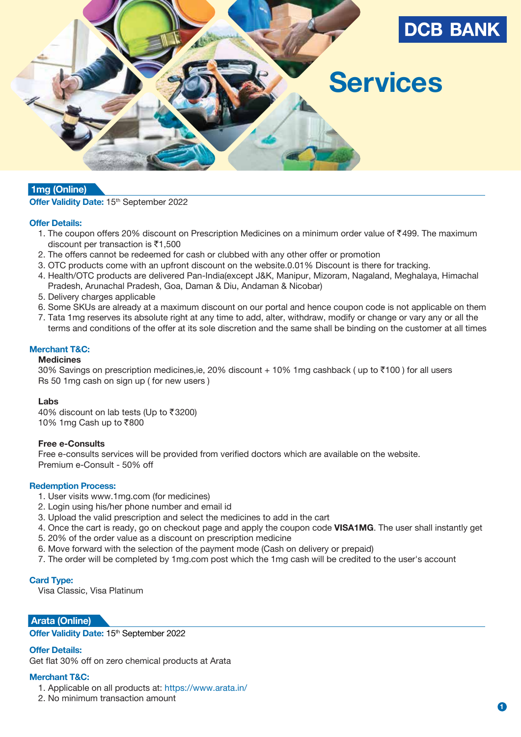DCB BANK

# Services

## 1mg (Online)

**Offer Validity Date:** 15th September 2022

**Offer Details:**

1. The coupon offers 20% discount on Prescription Medicines on a minimum order value of ₹499. The maximum discount per transaction is ₹1,500
2. The offers cannot be redeemed for cash or clubbed with any other offer or promotion
3. OTC products come with an upfront discount on the website.0.01% Discount is there for tracking.
4. Health/OTC products are delivered Pan-India(except J&K, Manipur, Mizoram, Nagaland, Meghalaya, Himachal Pradesh, Arunachal Pradesh, Goa, Daman & Diu, Andaman & Nicobar)
5. Delivery charges applicable
6. Some SKUs are already at a maximum discount on our portal and hence coupon code is not applicable on them
7. Tata 1mg reserves its absolute right at any time to add, alter, withdraw, modify or change or vary any or all the terms and conditions of the offer at its sole discretion and the same shall be binding on the customer at all times

**Merchant T&C:**

**Medicines**
30% Savings on prescription medicines,ie, 20% discount + 10% 1mg cashback ( up to ₹100 ) for all users
Rs 50 1mg cash on sign up ( for new users )

**Labs**
40% discount on lab tests (Up to ₹3200)
10% 1mg Cash up to ₹800

**Free e-Consults**
Free e-consults services will be provided from verified doctors which are available on the website.
Premium e-Consult - 50% off

**Redemption Process:**

1. User visits www.1mg.com (for medicines)
2. Login using his/her phone number and email id
3. Upload the valid prescription and select the medicines to add in the cart
4. Once the cart is ready, go on checkout page and apply the coupon code **VISA1MG**. The user shall instantly get
5. 20% of the order value as a discount on prescription medicine
6. Move forward with the selection of the payment mode (Cash on delivery or prepaid)
7. The order will be completed by 1mg.com post which the 1mg cash will be credited to the user's account

**Card Type:**
Visa Classic, Visa Platinum

## Arata (Online)

**Offer Validity Date:** 15th September 2022

**Offer Details:**
Get flat 30% off on zero chemical products at Arata

**Merchant T&C:**

1. Applicable on all products at: https://www.arata.in/
2. No minimum transaction amount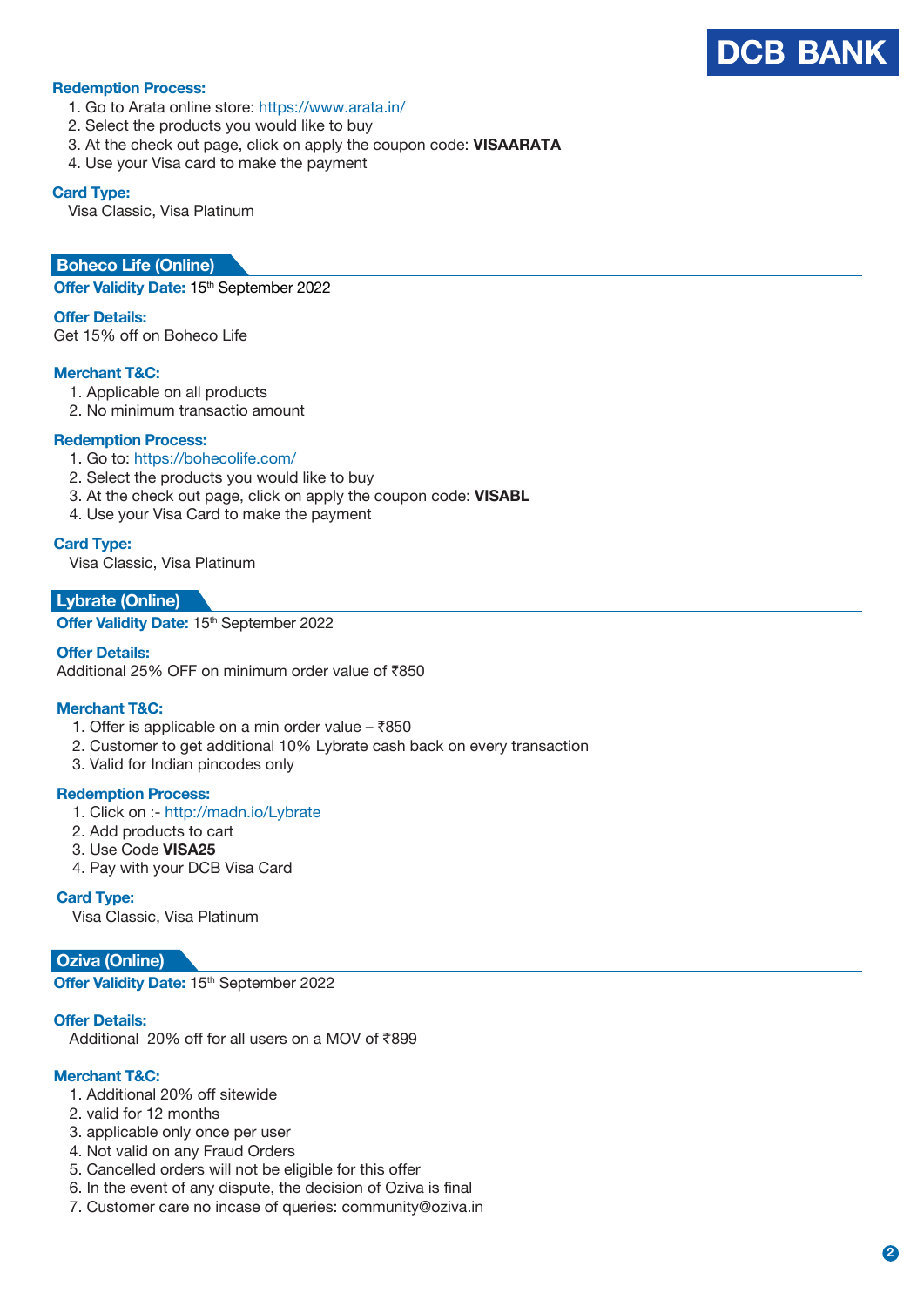**Redemption Process:**

1. Go to Arata online store: https://www.arata.in/
2. Select the products you would like to buy
3. At the check out page, click on apply the coupon code: **VISAARATA**
4. Use your Visa card to make the payment

**Card Type:**

Visa Classic, Visa Platinum

## Boheco Life (Online)

**Offer Validity Date:** 15th September 2022

**Offer Details:**

Get 15% off on Boheco Life

**Merchant T&C:**

1. Applicable on all products
2. No minimum transactio amount

**Redemption Process:**

1. Go to: https://bohecolife.com/
2. Select the products you would like to buy
3. At the check out page, click on apply the coupon code: **VISABL**
4. Use your Visa Card to make the payment

**Card Type:**

Visa Classic, Visa Platinum

## Lybrate (Online)

**Offer Validity Date:** 15th September 2022

**Offer Details:**

Additional 25% OFF on minimum order value of ₹850

**Merchant T&C:**

1. Offer is applicable on a min order value – ₹850
2. Customer to get additional 10% Lybrate cash back on every transaction
3. Valid for Indian pincodes only

**Redemption Process:**

1. Click on :- http://madn.io/Lybrate
2. Add products to cart
3. Use Code **VISA25**
4. Pay with your DCB Visa Card

**Card Type:**

Visa Classic, Visa Platinum

## Oziva (Online)

**Offer Validity Date:** 15th September 2022

**Offer Details:**

Additional 20% off for all users on a MOV of ₹899

**Merchant T&C:**

1. Additional 20% off sitewide
2. valid for 12 months
3. applicable only once per user
4. Not valid on any Fraud Orders
5. Cancelled orders will not be eligible for this offer
6. In the event of any dispute, the decision of Oziva is final
7. Customer care no incase of queries: community@oziva.in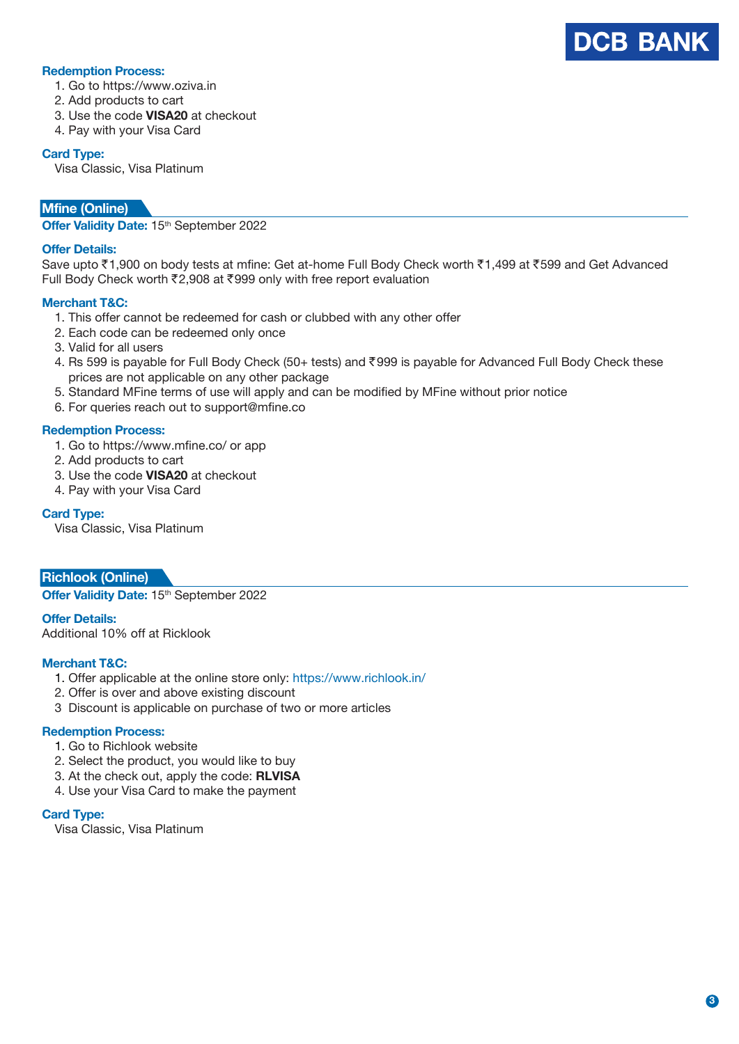**Redemption Process:**

1. Go to https://www.oziva.in
2. Add products to cart
3. Use the code **VISA20** at checkout
4. Pay with your Visa Card

**Card Type:**

Visa Classic, Visa Platinum

## Mfine (Online)

**Offer Validity Date:** 15th September 2022

**Offer Details:**

Save upto ₹1,900 on body tests at mfine: Get at-home Full Body Check worth ₹1,499 at ₹599 and Get Advanced Full Body Check worth ₹2,908 at ₹999 only with free report evaluation

**Merchant T&C:**

1. This offer cannot be redeemed for cash or clubbed with any other offer
2. Each code can be redeemed only once
3. Valid for all users
4. Rs 599 is payable for Full Body Check (50+ tests) and ₹999 is payable for Advanced Full Body Check these prices are not applicable on any other package
5. Standard MFine terms of use will apply and can be modified by MFine without prior notice
6. For queries reach out to support@mfine.co

**Redemption Process:**

1. Go to https://www.mfine.co/ or app
2. Add products to cart
3. Use the code **VISA20** at checkout
4. Pay with your Visa Card

**Card Type:**

Visa Classic, Visa Platinum

## Richlook (Online)

**Offer Validity Date:** 15th September 2022

**Offer Details:**

Additional 10% off at Ricklook

**Merchant T&C:**

1. Offer applicable at the online store only: https://www.richlook.in/
2. Offer is over and above existing discount
3. Discount is applicable on purchase of two or more articles

**Redemption Process:**

1. Go to Richlook website
2. Select the product, you would like to buy
3. At the check out, apply the code: **RLVISA**
4. Use your Visa Card to make the payment

**Card Type:**

Visa Classic, Visa Platinum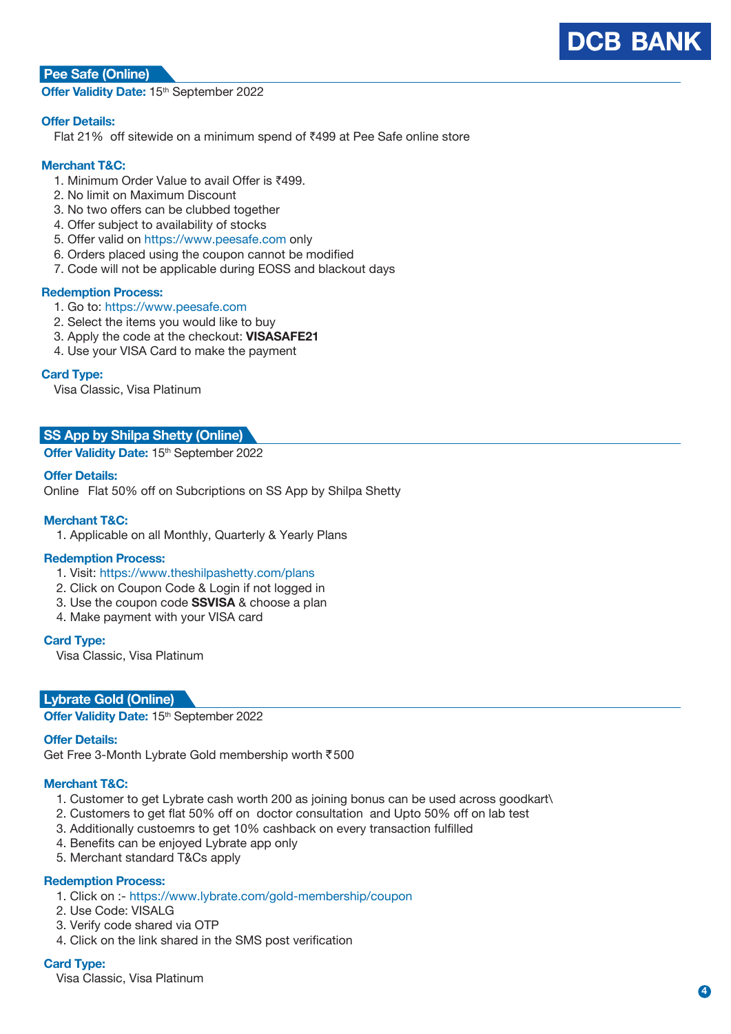## Pee Safe (Online)

**Offer Validity Date:** 15th September 2022

**Offer Details:**

Flat 21% off sitewide on a minimum spend of ₹499 at Pee Safe online store

**Merchant T&C:**

1. Minimum Order Value to avail Offer is ₹499.
2. No limit on Maximum Discount
3. No two offers can be clubbed together
4. Offer subject to availability of stocks
5. Offer valid on https://www.peesafe.com only
6. Orders placed using the coupon cannot be modified
7. Code will not be applicable during EOSS and blackout days

**Redemption Process:**

1. Go to: https://www.peesafe.com
2. Select the items you would like to buy
3. Apply the code at the checkout: **VISASAFE21**
4. Use your VISA Card to make the payment

**Card Type:**

Visa Classic, Visa Platinum

## SS App by Shilpa Shetty (Online)

**Offer Validity Date:** 15th September 2022

**Offer Details:**

Online Flat 50% off on Subcriptions on SS App by Shilpa Shetty

**Merchant T&C:**

1. Applicable on all Monthly, Quarterly & Yearly Plans

**Redemption Process:**

1. Visit: https://www.theshilpashetty.com/plans
2. Click on Coupon Code & Login if not logged in
3. Use the coupon code **SSVISA** & choose a plan
4. Make payment with your VISA card

**Card Type:**

Visa Classic, Visa Platinum

## Lybrate Gold (Online)

**Offer Validity Date:** 15th September 2022

**Offer Details:**

Get Free 3-Month Lybrate Gold membership worth ₹500

**Merchant T&C:**

1. Customer to get Lybrate cash worth 200 as joining bonus can be used across goodkart\
2. Customers to get flat 50% off on doctor consultation and Upto 50% off on lab test
3. Additionally custoemrs to get 10% cashback on every transaction fulfilled
4. Benefits can be enjoyed Lybrate app only
5. Merchant standard T&Cs apply

**Redemption Process:**

1. Click on :- https://www.lybrate.com/gold-membership/coupon
2. Use Code: VISALG
3. Verify code shared via OTP
4. Click on the link shared in the SMS post verification

**Card Type:**

Visa Classic, Visa Platinum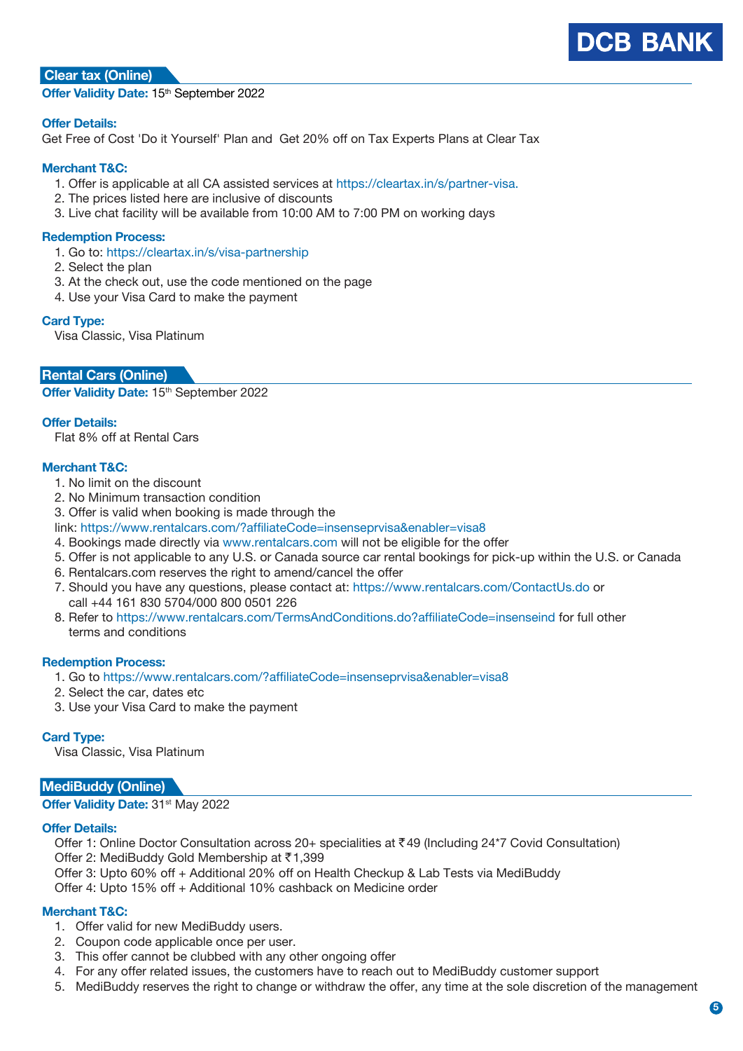## Clear tax (Online)

**Offer Validity Date:** 15th September 2022

**Offer Details:**

Get Free of Cost 'Do it Yourself' Plan and Get 20% off on Tax Experts Plans at Clear Tax

**Merchant T&C:**

1. Offer is applicable at all CA assisted services at https://cleartax.in/s/partner-visa.
2. The prices listed here are inclusive of discounts
3. Live chat facility will be available from 10:00 AM to 7:00 PM on working days

**Redemption Process:**

1. Go to: https://cleartax.in/s/visa-partnership
2. Select the plan
3. At the check out, use the code mentioned on the page
4. Use your Visa Card to make the payment

**Card Type:**

Visa Classic, Visa Platinum

## Rental Cars (Online)

**Offer Validity Date:** 15th September 2022

**Offer Details:**

Flat 8% off at Rental Cars

**Merchant T&C:**

1. No limit on the discount
2. No Minimum transaction condition
3. Offer is valid when booking is made through the link: https://www.rentalcars.com/?affiliateCode=insenseprvisa&enabler=visa8
4. Bookings made directly via www.rentalcars.com will not be eligible for the offer
5. Offer is not applicable to any U.S. or Canada source car rental bookings for pick-up within the U.S. or Canada
6. Rentalcars.com reserves the right to amend/cancel the offer
7. Should you have any questions, please contact at: https://www.rentalcars.com/ContactUs.do or call +44 161 830 5704/000 800 0501 226
8. Refer to https://www.rentalcars.com/TermsAndConditions.do?affiliateCode=insenseind for full other terms and conditions

**Redemption Process:**

1. Go to https://www.rentalcars.com/?affiliateCode=insenseprvisa&enabler=visa8
2. Select the car, dates etc
3. Use your Visa Card to make the payment

**Card Type:**

Visa Classic, Visa Platinum

## MediBuddy (Online)

**Offer Validity Date:** 31st May 2022

**Offer Details:**

Offer 1: Online Doctor Consultation across 20+ specialities at ₹49 (Including 24*7 Covid Consultation)
Offer 2: MediBuddy Gold Membership at ₹1,399
Offer 3: Upto 60% off + Additional 20% off on Health Checkup & Lab Tests via MediBuddy
Offer 4: Upto 15% off + Additional 10% cashback on Medicine order

**Merchant T&C:**

1. Offer valid for new MediBuddy users.
2. Coupon code applicable once per user.
3. This offer cannot be clubbed with any other ongoing offer
4. For any offer related issues, the customers have to reach out to MediBuddy customer support
5. MediBuddy reserves the right to change or withdraw the offer, any time at the sole discretion of the management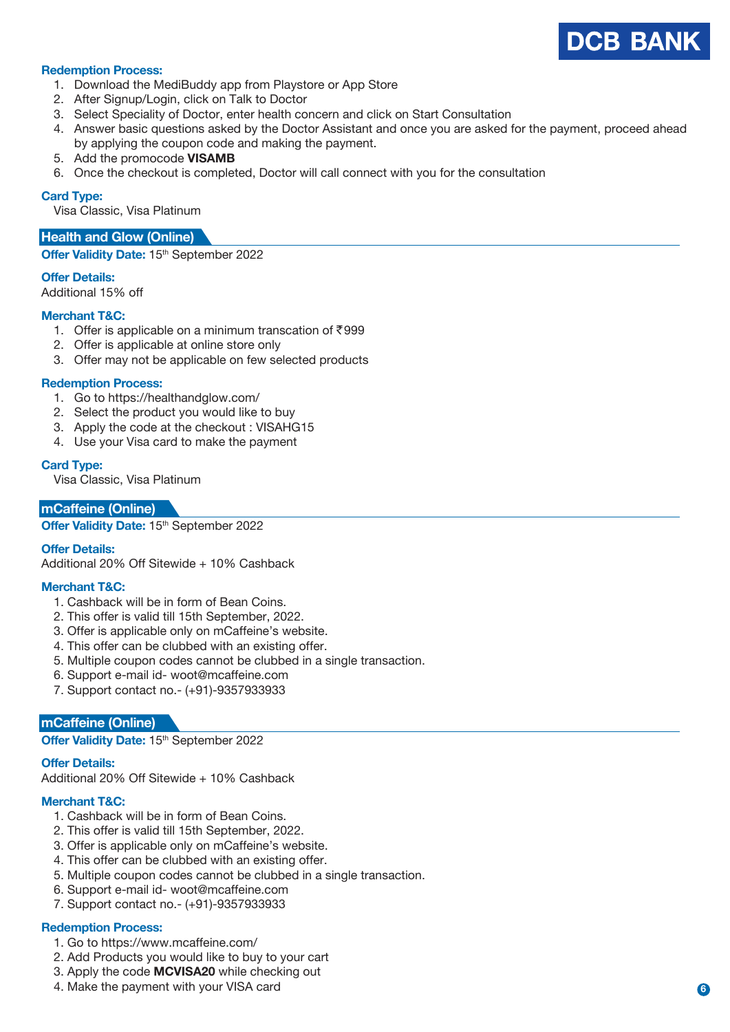**Redemption Process:**

1. Download the MediBuddy app from Playstore or App Store
2. After Signup/Login, click on Talk to Doctor
3. Select Speciality of Doctor, enter health concern and click on Start Consultation
4. Answer basic questions asked by the Doctor Assistant and once you are asked for the payment, proceed ahead by applying the coupon code and making the payment.
5. Add the promocode **VISAMB**
6. Once the checkout is completed, Doctor will call connect with you for the consultation

**Card Type:**

Visa Classic, Visa Platinum

## Health and Glow (Online)

**Offer Validity Date:** 15th September 2022

**Offer Details:**

Additional 15% off

**Merchant T&C:**

1. Offer is applicable on a minimum transcation of ₹999
2. Offer is applicable at online store only
3. Offer may not be applicable on few selected products

**Redemption Process:**

1. Go to https://healthandglow.com/
2. Select the product you would like to buy
3. Apply the code at the checkout : VISAHG15
4. Use your Visa card to make the payment

**Card Type:**

Visa Classic, Visa Platinum

## mCaffeine (Online)

**Offer Validity Date:** 15th September 2022

**Offer Details:**

Additional 20% Off Sitewide + 10% Cashback

**Merchant T&C:**

1. Cashback will be in form of Bean Coins.
2. This offer is valid till 15th September, 2022.
3. Offer is applicable only on mCaffeine's website.
4. This offer can be clubbed with an existing offer.
5. Multiple coupon codes cannot be clubbed in a single transaction.
6. Support e-mail id- woot@mcaffeine.com
7. Support contact no.- (+91)-9357933933

## mCaffeine (Online)

**Offer Validity Date:** 15th September 2022

**Offer Details:**

Additional 20% Off Sitewide + 10% Cashback

**Merchant T&C:**

1. Cashback will be in form of Bean Coins.
2. This offer is valid till 15th September, 2022.
3. Offer is applicable only on mCaffeine's website.
4. This offer can be clubbed with an existing offer.
5. Multiple coupon codes cannot be clubbed in a single transaction.
6. Support e-mail id- woot@mcaffeine.com
7. Support contact no.- (+91)-9357933933

**Redemption Process:**

1. Go to https://www.mcaffeine.com/
2. Add Products you would like to buy to your cart
3. Apply the code **MCVISA20** while checking out
4. Make the payment with your VISA card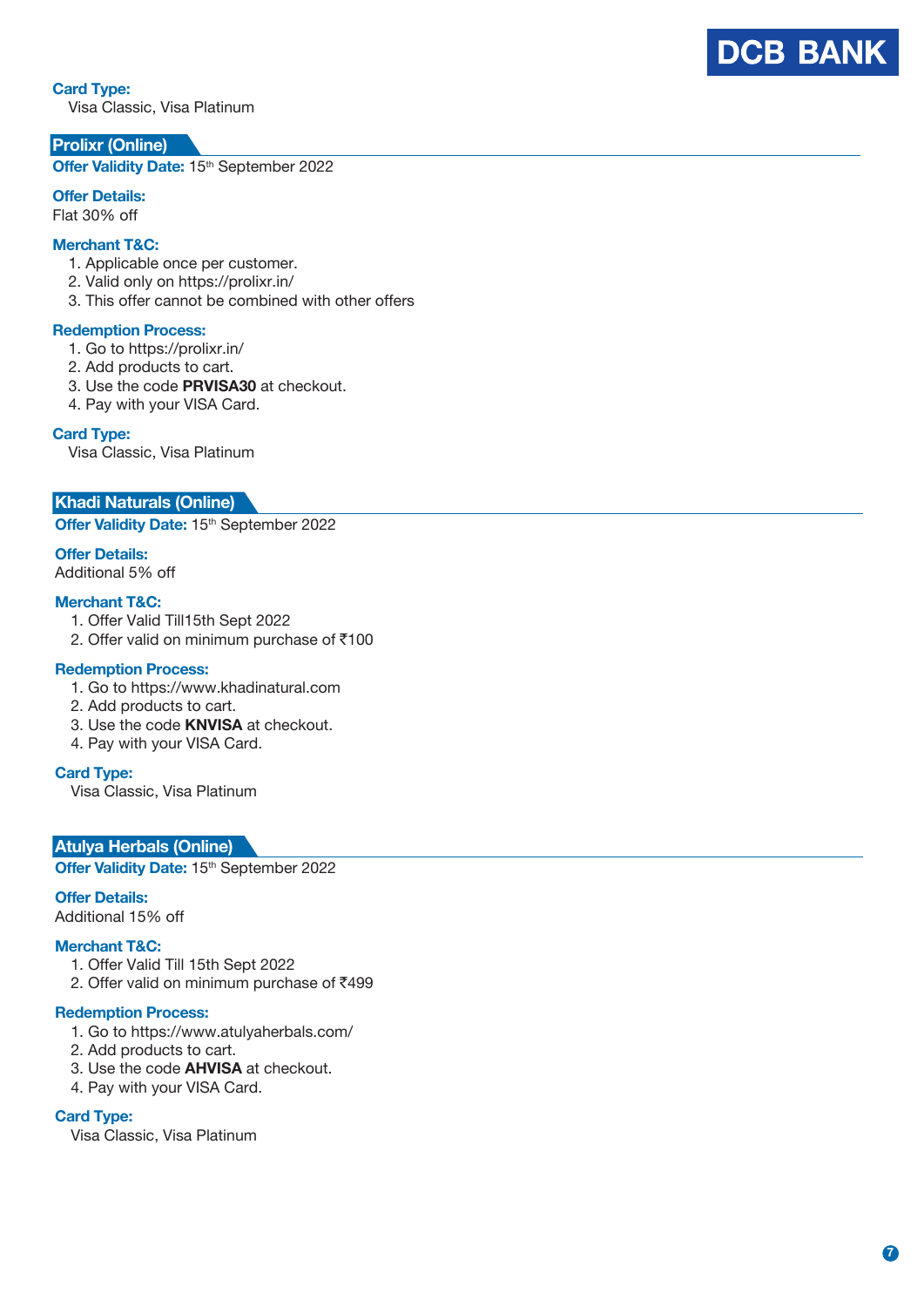**Card Type:**
Visa Classic, Visa Platinum

## Prolixr (Online)

**Offer Validity Date:** 15th September 2022

**Offer Details:**
Flat 30% off

**Merchant T&C:**

1. Applicable once per customer.
2. Valid only on https://prolixr.in/
3. This offer cannot be combined with other offers

**Redemption Process:**

1. Go to https://prolixr.in/
2. Add products to cart.
3. Use the code **PRVISA30** at checkout.
4. Pay with your VISA Card.

**Card Type:**
Visa Classic, Visa Platinum

## Khadi Naturals (Online)

**Offer Validity Date:** 15th September 2022

**Offer Details:**
Additional 5% off

**Merchant T&C:**

1. Offer Valid Till15th Sept 2022
2. Offer valid on minimum purchase of ₹100

**Redemption Process:**

1. Go to https://www.khadinatural.com
2. Add products to cart.
3. Use the code **KNVISA** at checkout.
4. Pay with your VISA Card.

**Card Type:**
Visa Classic, Visa Platinum

## Atulya Herbals (Online)

**Offer Validity Date:** 15th September 2022

**Offer Details:**
Additional 15% off

**Merchant T&C:**

1. Offer Valid Till 15th Sept 2022
2. Offer valid on minimum purchase of ₹499

**Redemption Process:**

1. Go to https://www.atulyaherbals.com/
2. Add products to cart.
3. Use the code **AHVISA** at checkout.
4. Pay with your VISA Card.

**Card Type:**
Visa Classic, Visa Platinum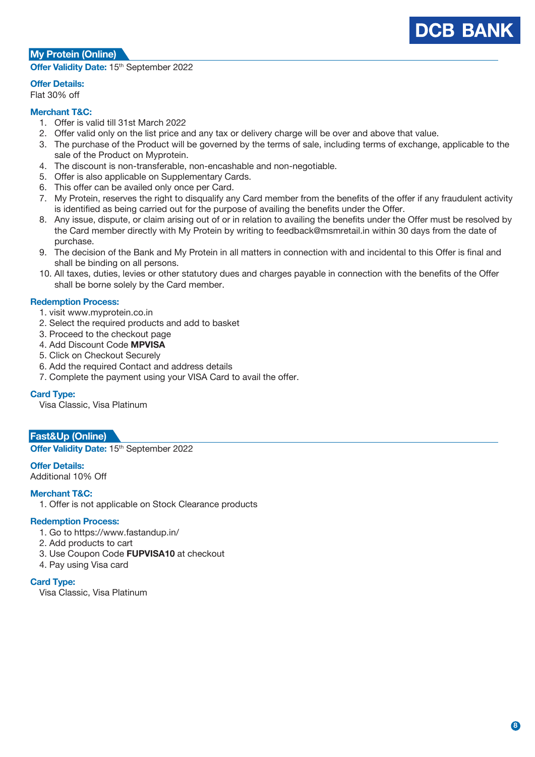## My Protein (Online)

**Offer Validity Date:** 15th September 2022

**Offer Details:**
Flat 30% off

**Merchant T&C:**

1. Offer is valid till 31st March 2022
2. Offer valid only on the list price and any tax or delivery charge will be over and above that value.
3. The purchase of the Product will be governed by the terms of sale, including terms of exchange, applicable to the sale of the Product on Myprotein.
4. The discount is non-transferable, non-encashable and non-negotiable.
5. Offer is also applicable on Supplementary Cards.
6. This offer can be availed only once per Card.
7. My Protein, reserves the right to disqualify any Card member from the benefits of the offer if any fraudulent activity is identified as being carried out for the purpose of availing the benefits under the Offer.
8. Any issue, dispute, or claim arising out of or in relation to availing the benefits under the Offer must be resolved by the Card member directly with My Protein by writing to feedback@msmretail.in within 30 days from the date of purchase.
9. The decision of the Bank and My Protein in all matters in connection with and incidental to this Offer is final and shall be binding on all persons.
10. All taxes, duties, levies or other statutory dues and charges payable in connection with the benefits of the Offer shall be borne solely by the Card member.

**Redemption Process:**

1. visit www.myprotein.co.in
2. Select the required products and add to basket
3. Proceed to the checkout page
4. Add Discount Code **MPVISA**
5. Click on Checkout Securely
6. Add the required Contact and address details
7. Complete the payment using your VISA Card to avail the offer.

**Card Type:**
Visa Classic, Visa Platinum

## Fast&Up (Online)

**Offer Validity Date:** 15th September 2022

**Offer Details:**
Additional 10% Off

**Merchant T&C:**

1. Offer is not applicable on Stock Clearance products

**Redemption Process:**

1. Go to https://www.fastandup.in/
2. Add products to cart
3. Use Coupon Code **FUPVISA10** at checkout
4. Pay using Visa card

**Card Type:**
Visa Classic, Visa Platinum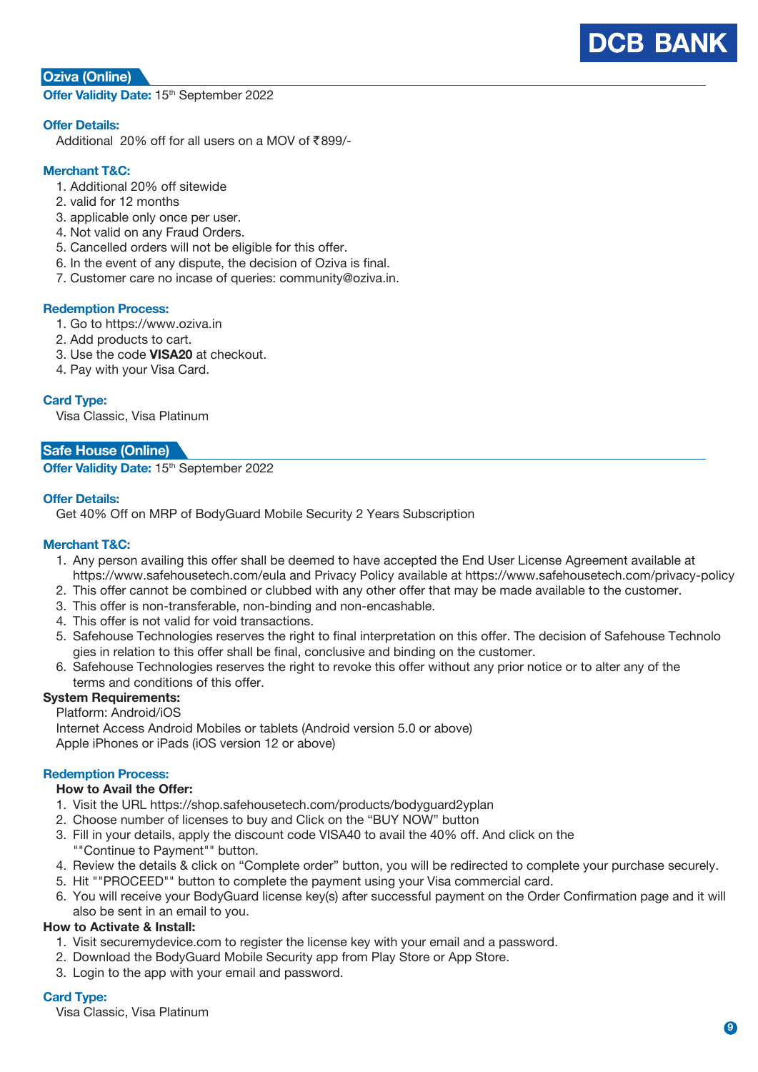## Oziva (Online)

**Offer Validity Date:** 15th September 2022

**Offer Details:**

Additional 20% off for all users on a MOV of ₹899/-

**Merchant T&C:**

1. Additional 20% off sitewide
2. valid for 12 months
3. applicable only once per user.
4. Not valid on any Fraud Orders.
5. Cancelled orders will not be eligible for this offer.
6. In the event of any dispute, the decision of Oziva is final.
7. Customer care no incase of queries: community@oziva.in.

**Redemption Process:**

1. Go to https://www.oziva.in
2. Add products to cart.
3. Use the code **VISA20** at checkout.
4. Pay with your Visa Card.

**Card Type:**

Visa Classic, Visa Platinum

## Safe House (Online)

**Offer Validity Date:** 15th September 2022

**Offer Details:**

Get 40% Off on MRP of BodyGuard Mobile Security 2 Years Subscription

**Merchant T&C:**

1. Any person availing this offer shall be deemed to have accepted the End User License Agreement available at https://www.safehousetech.com/eula and Privacy Policy available at https://www.safehousetech.com/privacy-policy
2. This offer cannot be combined or clubbed with any other offer that may be made available to the customer.
3. This offer is non-transferable, non-binding and non-encashable.
4. This offer is not valid for void transactions.
5. Safehouse Technologies reserves the right to final interpretation on this offer. The decision of Safehouse Technologies in relation to this offer shall be final, conclusive and binding on the customer.
6. Safehouse Technologies reserves the right to revoke this offer without any prior notice or to alter any of the terms and conditions of this offer.

**System Requirements:**

Platform: Android/iOS

Internet Access Android Mobiles or tablets (Android version 5.0 or above)

Apple iPhones or iPads (iOS version 12 or above)

**Redemption Process:**

**How to Avail the Offer:**

1. Visit the URL https://shop.safehousetech.com/products/bodyguard2yplan
2. Choose number of licenses to buy and Click on the "BUY NOW" button
3. Fill in your details, apply the discount code VISA40 to avail the 40% off. And click on the ""Continue to Payment"" button.
4. Review the details & click on "Complete order" button, you will be redirected to complete your purchase securely.
5. Hit ""PROCEED"" button to complete the payment using your Visa commercial card.
6. You will receive your BodyGuard license key(s) after successful payment on the Order Confirmation page and it will also be sent in an email to you.

**How to Activate & Install:**

1. Visit securemydevice.com to register the license key with your email and a password.
2. Download the BodyGuard Mobile Security app from Play Store or App Store.
3. Login to the app with your email and password.

**Card Type:**

Visa Classic, Visa Platinum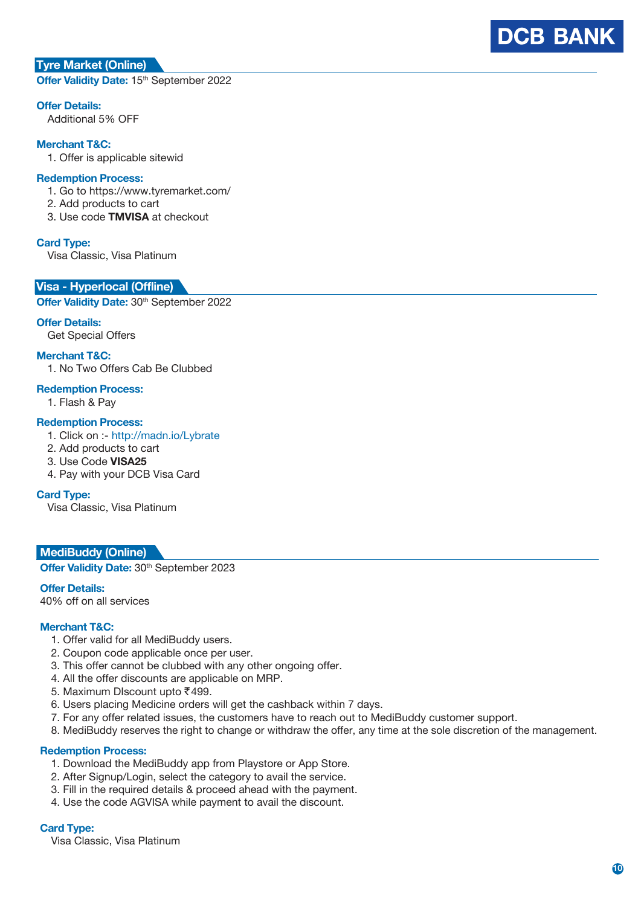## Tyre Market (Online)

**Offer Validity Date:** 15th September 2022

**Offer Details:**

Additional 5% OFF

**Merchant T&C:**

1. Offer is applicable sitewid

**Redemption Process:**

1. Go to https://www.tyremarket.com/
2. Add products to cart
3. Use code **TMVISA** at checkout

**Card Type:**

Visa Classic, Visa Platinum

## Visa - Hyperlocal (Offline)

**Offer Validity Date:** 30th September 2022

**Offer Details:**

Get Special Offers

**Merchant T&C:**

1. No Two Offers Cab Be Clubbed

**Redemption Process:**

1. Flash & Pay

**Redemption Process:**

1. Click on :- http://madn.io/Lybrate
2. Add products to cart
3. Use Code **VISA25**
4. Pay with your DCB Visa Card

**Card Type:**

Visa Classic, Visa Platinum

## MediBuddy (Online)

**Offer Validity Date:** 30th September 2023

**Offer Details:**

40% off on all services

**Merchant T&C:**

1. Offer valid for all MediBuddy users.
2. Coupon code applicable once per user.
3. This offer cannot be clubbed with any other ongoing offer.
4. All the offer discounts are applicable on MRP.
5. Maximum DIscount upto ₹499.
6. Users placing Medicine orders will get the cashback within 7 days.
7. For any offer related issues, the customers have to reach out to MediBuddy customer support.
8. MediBuddy reserves the right to change or withdraw the offer, any time at the sole discretion of the management.

**Redemption Process:**

1. Download the MediBuddy app from Playstore or App Store.
2. After Signup/Login, select the category to avail the service.
3. Fill in the required details & proceed ahead with the payment.
4. Use the code AGVISA while payment to avail the discount.

**Card Type:**

Visa Classic, Visa Platinum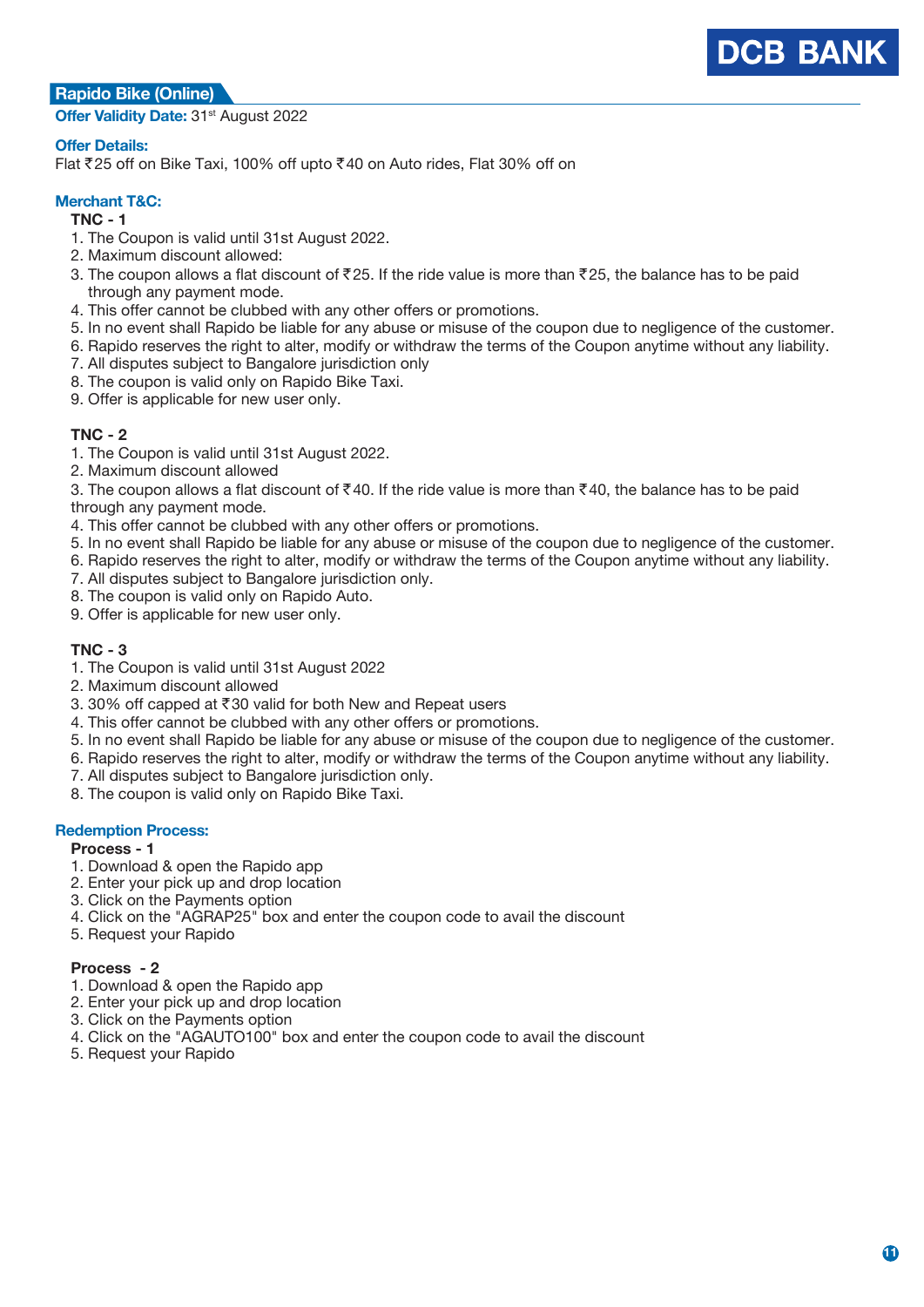## Rapido Bike (Online)

**Offer Validity Date:** 31st August 2022

**Offer Details:**

Flat ₹25 off on Bike Taxi, 100% off upto ₹40 on Auto rides, Flat 30% off on

**Merchant T&C:**

**TNC - 1**

1. The Coupon is valid until 31st August 2022.
2. Maximum discount allowed:
3. The coupon allows a flat discount of ₹25. If the ride value is more than ₹25, the balance has to be paid through any payment mode.
4. This offer cannot be clubbed with any other offers or promotions.
5. In no event shall Rapido be liable for any abuse or misuse of the coupon due to negligence of the customer.
6. Rapido reserves the right to alter, modify or withdraw the terms of the Coupon anytime without any liability.
7. All disputes subject to Bangalore jurisdiction only
8. The coupon is valid only on Rapido Bike Taxi.
9. Offer is applicable for new user only.

**TNC - 2**

1. The Coupon is valid until 31st August 2022.
2. Maximum discount allowed
3. The coupon allows a flat discount of ₹40. If the ride value is more than ₹40, the balance has to be paid through any payment mode.
4. This offer cannot be clubbed with any other offers or promotions.
5. In no event shall Rapido be liable for any abuse or misuse of the coupon due to negligence of the customer.
6. Rapido reserves the right to alter, modify or withdraw the terms of the Coupon anytime without any liability.
7. All disputes subject to Bangalore jurisdiction only.
8. The coupon is valid only on Rapido Auto.
9. Offer is applicable for new user only.

**TNC - 3**

1. The Coupon is valid until 31st August 2022
2. Maximum discount allowed
3. 30% off capped at ₹30 valid for both New and Repeat users
4. This offer cannot be clubbed with any other offers or promotions.
5. In no event shall Rapido be liable for any abuse or misuse of the coupon due to negligence of the customer.
6. Rapido reserves the right to alter, modify or withdraw the terms of the Coupon anytime without any liability.
7. All disputes subject to Bangalore jurisdiction only.
8. The coupon is valid only on Rapido Bike Taxi.

**Redemption Process:**

**Process - 1**

1. Download & open the Rapido app
2. Enter your pick up and drop location
3. Click on the Payments option
4. Click on the "AGRAP25" box and enter the coupon code to avail the discount
5. Request your Rapido

**Process - 2**

1. Download & open the Rapido app
2. Enter your pick up and drop location
3. Click on the Payments option
4. Click on the "AGAUTO100" box and enter the coupon code to avail the discount
5. Request your Rapido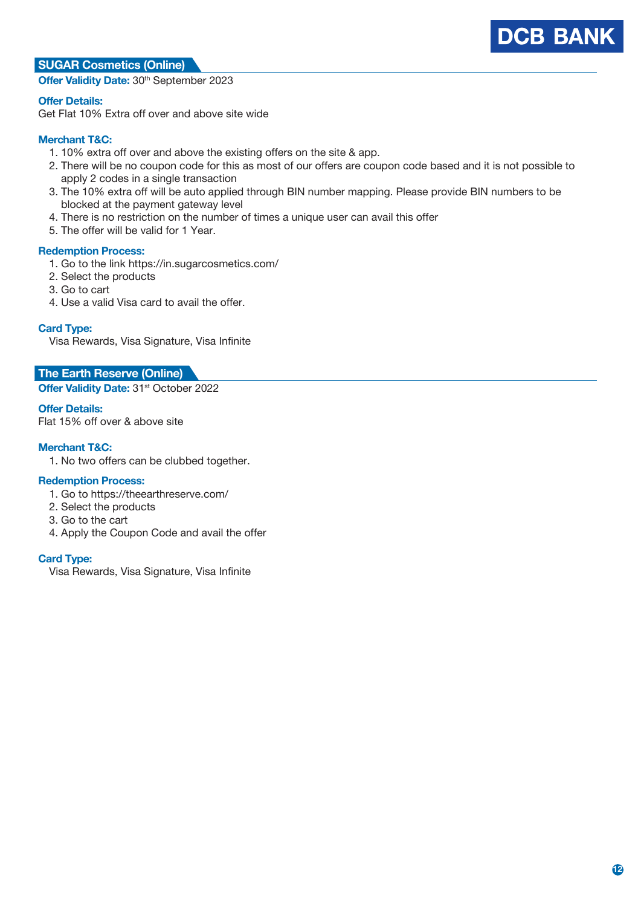## SUGAR Cosmetics (Online)

**Offer Validity Date:** 30th September 2023

**Offer Details:**
Get Flat 10% Extra off over and above site wide

**Merchant T&C:**

1. 10% extra off over and above the existing offers on the site & app.
2. There will be no coupon code for this as most of our offers are coupon code based and it is not possible to apply 2 codes in a single transaction
3. The 10% extra off will be auto applied through BIN number mapping. Please provide BIN numbers to be blocked at the payment gateway level
4. There is no restriction on the number of times a unique user can avail this offer
5. The offer will be valid for 1 Year.

**Redemption Process:**

1. Go to the link https://in.sugarcosmetics.com/
2. Select the products
3. Go to cart
4. Use a valid Visa card to avail the offer.

**Card Type:**
Visa Rewards, Visa Signature, Visa Infinite

## The Earth Reserve (Online)

**Offer Validity Date:** 31st October 2022

**Offer Details:**
Flat 15% off over & above site

**Merchant T&C:**

1. No two offers can be clubbed together.

**Redemption Process:**

1. Go to https://theearthreserve.com/
2. Select the products
3. Go to the cart
4. Apply the Coupon Code and avail the offer

**Card Type:**
Visa Rewards, Visa Signature, Visa Infinite